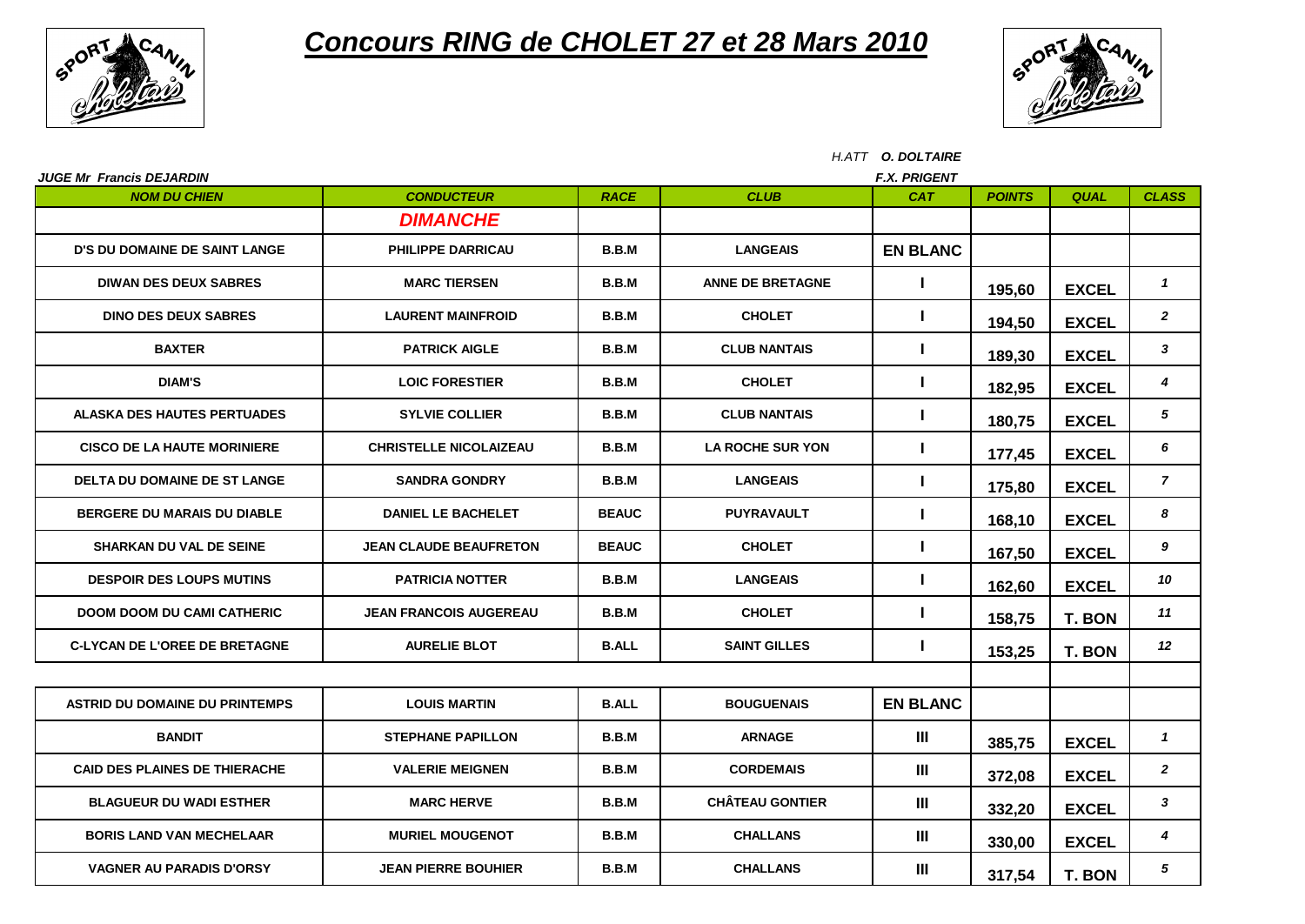# Concours RING de CHOLET 27 et 28 Mars 2010

*H.ATT* ***O. DOLTAIRE***

***JUGE Mr Francis DEJARDIN*** ***F.X. PRIGENT***

| NOM DU CHIEN | CONDUCTEUR | RACE | CLUB | CAT | POINTS | QUAL | CLASS |
|---|---|---|---|---|---|---|---|
| | ***DIMANCHE*** | | | | | | |
| D'S DU DOMAINE DE SAINT LANGE | PHILIPPE DARRICAU | B.B.M | LANGEAIS | EN BLANC | | | |
| DIWAN DES DEUX SABRES | MARC TIERSEN | B.B.M | ANNE DE BRETAGNE | I | 195,60 | EXCEL | 1 |
| DINO DES DEUX SABRES | LAURENT MAINFROID | B.B.M | CHOLET | I | 194,50 | EXCEL | 2 |
| BAXTER | PATRICK AIGLE | B.B.M | CLUB NANTAIS | I | 189,30 | EXCEL | 3 |
| DIAM'S | LOIC FORESTIER | B.B.M | CHOLET | I | 182,95 | EXCEL | 4 |
| ALASKA DES HAUTES PERTUADES | SYLVIE COLLIER | B.B.M | CLUB NANTAIS | I | 180,75 | EXCEL | 5 |
| CISCO DE LA HAUTE MORINIERE | CHRISTELLE NICOLAIZEAU | B.B.M | LA ROCHE SUR YON | I | 177,45 | EXCEL | 6 |
| DELTA DU DOMAINE DE ST LANGE | SANDRA GONDRY | B.B.M | LANGEAIS | I | 175,80 | EXCEL | 7 |
| BERGERE DU MARAIS DU DIABLE | DANIEL LE BACHELET | BEAUC | PUYRAVAULT | I | 168,10 | EXCEL | 8 |
| SHARKAN DU VAL DE SEINE | JEAN CLAUDE BEAUFRETON | BEAUC | CHOLET | I | 167,50 | EXCEL | 9 |
| DESPOIR DES LOUPS MUTINS | PATRICIA NOTTER | B.B.M | LANGEAIS | I | 162,60 | EXCEL | 10 |
| DOOM DOOM DU CAMI CATHERIC | JEAN FRANCOIS AUGEREAU | B.B.M | CHOLET | I | 158,75 | T. BON | 11 |
| C-LYCAN DE L'OREE DE BRETAGNE | AURELIE BLOT | B.ALL | SAINT GILLES | I | 153,25 | T. BON | 12 |
| | | | | | | | |
| ASTRID DU DOMAINE DU PRINTEMPS | LOUIS MARTIN | B.ALL | BOUGUENAIS | EN BLANC | | | |
| BANDIT | STEPHANE PAPILLON | B.B.M | ARNAGE | III | 385,75 | EXCEL | 1 |
| CAID DES PLAINES DE THIERACHE | VALERIE MEIGNEN | B.B.M | CORDEMAIS | III | 372,08 | EXCEL | 2 |
| BLAGUEUR DU WADI ESTHER | MARC HERVE | B.B.M | CHÂTEAU GONTIER | III | 332,20 | EXCEL | 3 |
| BORIS LAND VAN MECHELAAR | MURIEL MOUGENOT | B.B.M | CHALLANS | III | 330,00 | EXCEL | 4 |
| VAGNER AU PARADIS D'ORSY | JEAN PIERRE BOUHIER | B.B.M | CHALLANS | III | 317,54 | T. BON | 5 |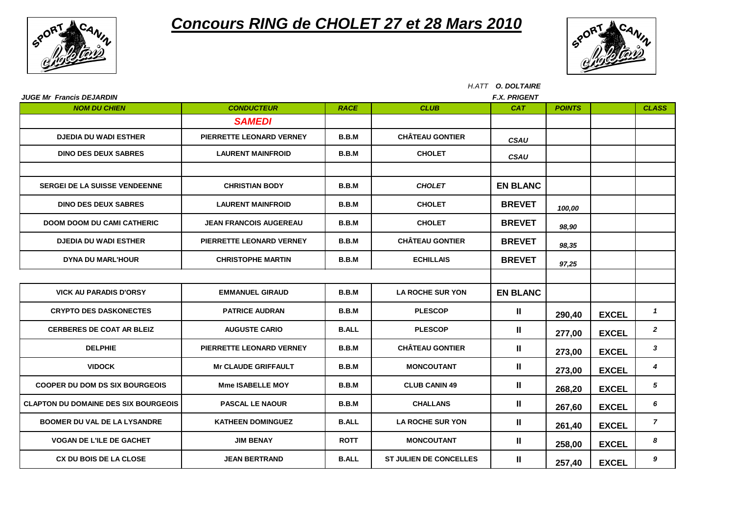# Concours RING de CHOLET 27 et 28 Mars 2010

*H.ATT* ***O. DOLTAIRE***

***JUGE Mr Francis DEJARDIN*** ***F.X. PRIGENT***

| NOM DU CHIEN | CONDUCTEUR | RACE | CLUB | CAT | POINTS | | CLASS |
|---|---|---|---|---|---|---|---|
| | ***SAMEDI*** | | | | | | |
| DJEDIA DU WADI ESTHER | PIERRETTE LEONARD VERNEY | B.B.M | CHÂTEAU GONTIER | *CSAU* | | | |
| DINO DES DEUX SABRES | LAURENT MAINFROID | B.B.M | CHOLET | *CSAU* | | | |
| | | | | | | | |
| SERGEI DE LA SUISSE VENDEENNE | CHRISTIAN BODY | B.B.M | *CHOLET* | EN BLANC | | | |
| DINO DES DEUX SABRES | LAURENT MAINFROID | B.B.M | CHOLET | BREVET | *100,00* | | |
| DOOM DOOM DU CAMI CATHERIC | JEAN FRANCOIS AUGEREAU | B.B.M | CHOLET | BREVET | *98,90* | | |
| DJEDIA DU WADI ESTHER | PIERRETTE LEONARD VERNEY | B.B.M | CHÂTEAU GONTIER | BREVET | *98,35* | | |
| DYNA DU MARL'HOUR | CHRISTOPHE MARTIN | B.B.M | ECHILLAIS | BREVET | *97,25* | | |
| | | | | | | | |
| VICK AU PARADIS D'ORSY | EMMANUEL GIRAUD | B.B.M | LA ROCHE SUR YON | EN BLANC | | | |
| CRYPTO DES DASKONECTES | PATRICE AUDRAN | B.B.M | PLESCOP | II | 290,40 | EXCEL | *1* |
| CERBERES DE COAT AR BLEIZ | AUGUSTE CARIO | B.ALL | PLESCOP | II | 277,00 | EXCEL | *2* |
| DELPHIE | PIERRETTE LEONARD VERNEY | B.B.M | CHÂTEAU GONTIER | II | 273,00 | EXCEL | *3* |
| VIDOCK | Mr CLAUDE GRIFFAULT | B.B.M | MONCOUTANT | II | 273,00 | EXCEL | *4* |
| COOPER DU DOM DS SIX BOURGEOIS | Mme ISABELLE MOY | B.B.M | CLUB CANIN 49 | II | 268,20 | EXCEL | *5* |
| CLAPTON DU DOMAINE DES SIX BOURGEOIS | PASCAL LE NAOUR | B.B.M | CHALLANS | II | 267,60 | EXCEL | *6* |
| BOOMER DU VAL DE LA LYSANDRE | KATHEEN DOMINGUEZ | B.ALL | LA ROCHE SUR YON | II | 261,40 | EXCEL | *7* |
| VOGAN DE L'ILE DE GACHET | JIM BENAY | ROTT | MONCOUTANT | II | 258,00 | EXCEL | *8* |
| CX DU BOIS DE LA CLOSE | JEAN BERTRAND | B.ALL | ST JULIEN DE CONCELLES | II | 257,40 | EXCEL | *9* |